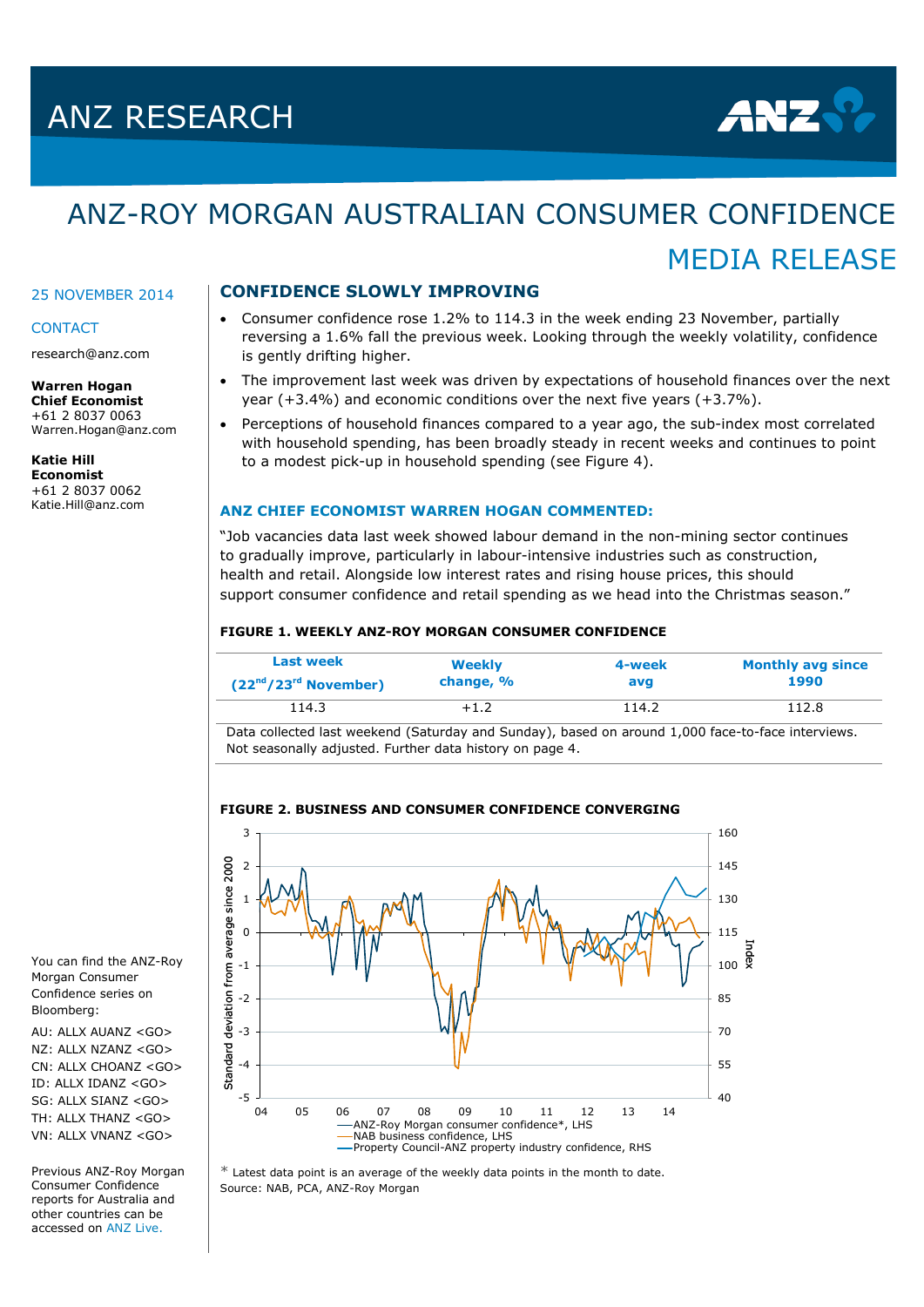# ANZ RESEARCH

# ANZ-ROY MORGAN AUSTRALIAN CONSUMER CONFIDENCE

## MEDIA RELEASE

25 NOVEMBER 2014

CONTACT

research@anz.com

**Warren Hogan**
**Chief Economist**
+61 2 8037 0063
Warren.Hogan@anz.com

**Katie Hill**
**Economist**
+61 2 8037 0062
Katie.Hill@anz.com

You can find the ANZ-Roy Morgan Consumer Confidence series on Bloomberg:

AU: ALLX AUANZ <GO>
NZ: ALLX NZANZ <GO>
CN: ALLX CHOANZ <GO>
ID: ALLX IDANZ <GO>
SG: ALLX SIANZ <GO>
TH: ALLX THANZ <GO>
VN: ALLX VNANZ <GO>

Previous ANZ-Roy Morgan Consumer Confidence reports for Australia and other countries can be accessed on ANZ Live.

## CONFIDENCE SLOWLY IMPROVING

- Consumer confidence rose 1.2% to 114.3 in the week ending 23 November, partially reversing a 1.6% fall the previous week. Looking through the weekly volatility, confidence is gently drifting higher.
- The improvement last week was driven by expectations of household finances over the next year (+3.4%) and economic conditions over the next five years (+3.7%).
- Perceptions of household finances compared to a year ago, the sub-index most correlated with household spending, has been broadly steady in recent weeks and continues to point to a modest pick-up in household spending (see Figure 4).

### ANZ CHIEF ECONOMIST WARREN HOGAN COMMENTED:

"Job vacancies data last week showed labour demand in the non-mining sector continues to gradually improve, particularly in labour-intensive industries such as construction, health and retail. Alongside low interest rates and rising house prices, this should support consumer confidence and retail spending as we head into the Christmas season."

#### FIGURE 1. WEEKLY ANZ-ROY MORGAN CONSUMER CONFIDENCE

| Last week (22nd/23rd November) | Weekly change, % | 4-week avg | Monthly avg since 1990 |
|---|---|---|---|
| 114.3 | +1.2 | 114.2 | 112.8 |

Data collected last weekend (Saturday and Sunday), based on around 1,000 face-to-face interviews. Not seasonally adjusted. Further data history on page 4.

#### FIGURE 2. BUSINESS AND CONSUMER CONFIDENCE CONVERGING

\* Latest data point is an average of the weekly data points in the month to date.
Source: NAB, PCA, ANZ-Roy Morgan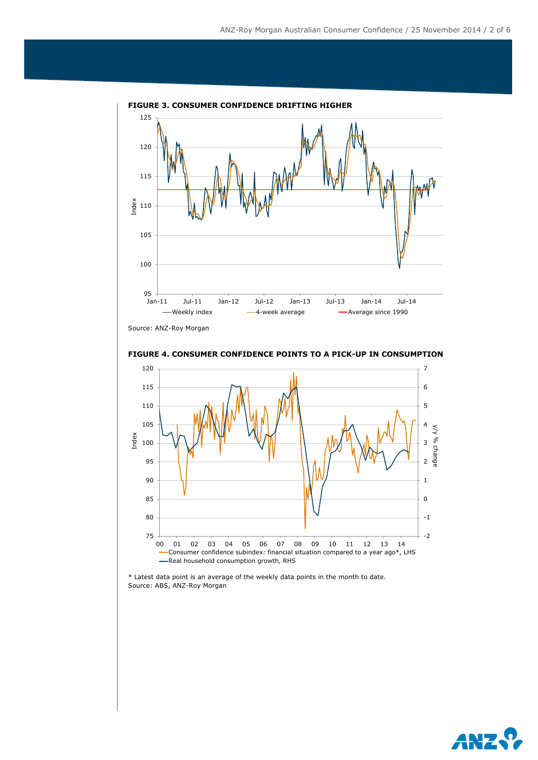**FIGURE 3. CONSUMER CONFIDENCE DRIFTING HIGHER**

Source: ANZ-Roy Morgan

**FIGURE 4. CONSUMER CONFIDENCE POINTS TO A PICK-UP IN CONSUMPTION**

* Latest data point is an average of the weekly data points in the month to date.
Source: ABS, ANZ-Roy Morgan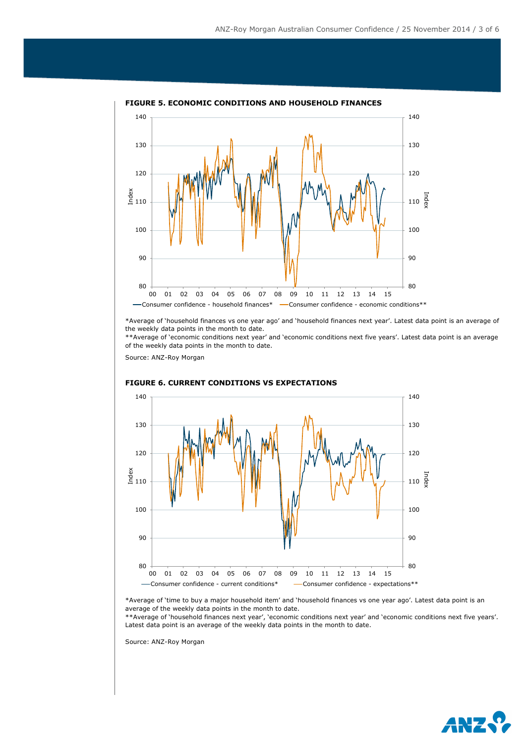**FIGURE 5. ECONOMIC CONDITIONS AND HOUSEHOLD FINANCES**

*Average of 'household finances vs one year ago' and 'household finances next year'. Latest data point is an average of the weekly data points in the month to date.

**Average of 'economic conditions next year' and 'economic conditions next five years'. Latest data point is an average of the weekly data points in the month to date.

Source: ANZ-Roy Morgan

**FIGURE 6. CURRENT CONDITIONS VS EXPECTATIONS**

*Average of 'time to buy a major household item' and 'household finances vs one year ago'. Latest data point is an average of the weekly data points in the month to date.

**Average of 'household finances next year', 'economic conditions next year' and 'economic conditions next five years'. Latest data point is an average of the weekly data points in the month to date.

Source: ANZ-Roy Morgan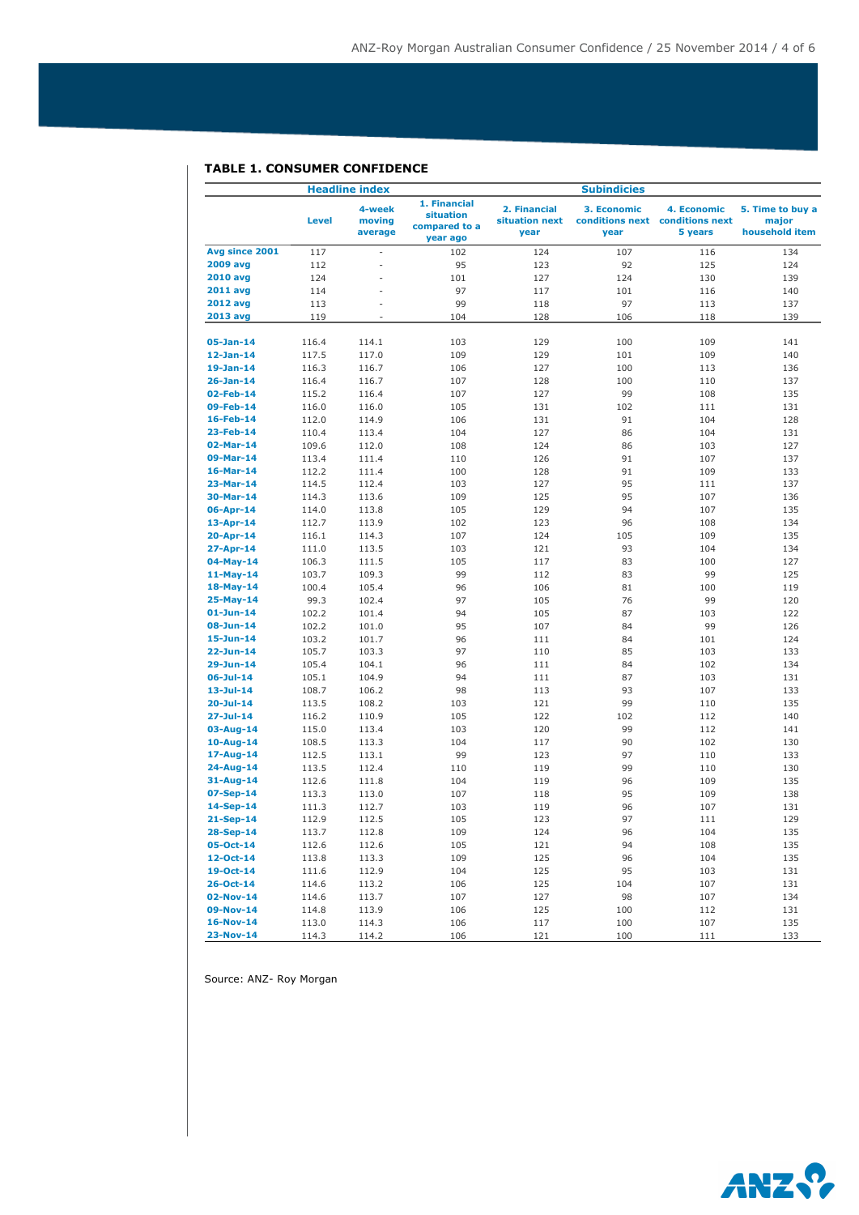**TABLE 1. CONSUMER CONFIDENCE**

| | Headline index | | Subindicies | | | | |
|---|---|---|---|---|---|---|---|
| | Level | 4-week moving average | 1. Financial situation compared to a year ago | 2. Financial situation next year | 3. Economic conditions next year | 4. Economic conditions next 5 years | 5. Time to buy a major household item |
| **Avg since 2001** | 117 | - | 102 | 124 | 107 | 116 | 134 |
| **2009 avg** | 112 | - | 95 | 123 | 92 | 125 | 124 |
| **2010 avg** | 124 | - | 101 | 127 | 124 | 130 | 139 |
| **2011 avg** | 114 | - | 97 | 117 | 101 | 116 | 140 |
| **2012 avg** | 113 | - | 99 | 118 | 97 | 113 | 137 |
| **2013 avg** | 119 | - | 104 | 128 | 106 | 118 | 139 |
| **05-Jan-14** | 116.4 | 114.1 | 103 | 129 | 100 | 109 | 141 |
| **12-Jan-14** | 117.5 | 117.0 | 109 | 129 | 101 | 109 | 140 |
| **19-Jan-14** | 116.3 | 116.7 | 106 | 127 | 100 | 113 | 136 |
| **26-Jan-14** | 116.4 | 116.7 | 107 | 128 | 100 | 110 | 137 |
| **02-Feb-14** | 115.2 | 116.4 | 107 | 127 | 99 | 108 | 135 |
| **09-Feb-14** | 116.0 | 116.0 | 105 | 131 | 102 | 111 | 131 |
| **16-Feb-14** | 112.0 | 114.9 | 106 | 131 | 91 | 104 | 128 |
| **23-Feb-14** | 110.4 | 113.4 | 104 | 127 | 86 | 104 | 131 |
| **02-Mar-14** | 109.6 | 112.0 | 108 | 124 | 86 | 103 | 127 |
| **09-Mar-14** | 113.4 | 111.4 | 110 | 126 | 91 | 107 | 137 |
| **16-Mar-14** | 112.2 | 111.4 | 100 | 128 | 91 | 109 | 133 |
| **23-Mar-14** | 114.5 | 112.4 | 103 | 127 | 95 | 111 | 137 |
| **30-Mar-14** | 114.3 | 113.6 | 109 | 125 | 95 | 107 | 136 |
| **06-Apr-14** | 114.0 | 113.8 | 105 | 129 | 94 | 107 | 135 |
| **13-Apr-14** | 112.7 | 113.9 | 102 | 123 | 96 | 108 | 134 |
| **20-Apr-14** | 116.1 | 114.3 | 107 | 124 | 105 | 109 | 135 |
| **27-Apr-14** | 111.0 | 113.5 | 103 | 121 | 93 | 104 | 134 |
| **04-May-14** | 106.3 | 111.5 | 105 | 117 | 83 | 100 | 127 |
| **11-May-14** | 103.7 | 109.3 | 99 | 112 | 83 | 99 | 125 |
| **18-May-14** | 100.4 | 105.4 | 96 | 106 | 81 | 100 | 119 |
| **25-May-14** | 99.3 | 102.4 | 97 | 105 | 76 | 99 | 120 |
| **01-Jun-14** | 102.2 | 101.4 | 94 | 105 | 87 | 103 | 122 |
| **08-Jun-14** | 102.2 | 101.0 | 95 | 107 | 84 | 99 | 126 |
| **15-Jun-14** | 103.2 | 101.7 | 96 | 111 | 84 | 101 | 124 |
| **22-Jun-14** | 105.7 | 103.3 | 97 | 110 | 85 | 103 | 133 |
| **29-Jun-14** | 105.4 | 104.1 | 96 | 111 | 84 | 102 | 134 |
| **06-Jul-14** | 105.1 | 104.9 | 94 | 111 | 87 | 103 | 131 |
| **13-Jul-14** | 108.7 | 106.2 | 98 | 113 | 93 | 107 | 133 |
| **20-Jul-14** | 113.5 | 108.2 | 103 | 121 | 99 | 110 | 135 |
| **27-Jul-14** | 116.2 | 110.9 | 105 | 122 | 102 | 112 | 140 |
| **03-Aug-14** | 115.0 | 113.4 | 103 | 120 | 99 | 112 | 141 |
| **10-Aug-14** | 108.5 | 113.3 | 104 | 117 | 90 | 102 | 130 |
| **17-Aug-14** | 112.5 | 113.1 | 99 | 123 | 97 | 110 | 133 |
| **24-Aug-14** | 113.5 | 112.4 | 110 | 119 | 99 | 110 | 130 |
| **31-Aug-14** | 112.6 | 111.8 | 104 | 119 | 96 | 109 | 135 |
| **07-Sep-14** | 113.3 | 113.0 | 107 | 118 | 95 | 109 | 138 |
| **14-Sep-14** | 111.3 | 112.7 | 103 | 119 | 96 | 107 | 131 |
| **21-Sep-14** | 112.9 | 112.5 | 105 | 123 | 97 | 111 | 129 |
| **28-Sep-14** | 113.7 | 112.8 | 109 | 124 | 96 | 104 | 135 |
| **05-Oct-14** | 112.6 | 112.6 | 105 | 121 | 94 | 108 | 135 |
| **12-Oct-14** | 113.8 | 113.3 | 109 | 125 | 96 | 104 | 135 |
| **19-Oct-14** | 111.6 | 112.9 | 104 | 125 | 95 | 103 | 131 |
| **26-Oct-14** | 114.6 | 113.2 | 106 | 125 | 104 | 107 | 131 |
| **02-Nov-14** | 114.6 | 113.7 | 107 | 127 | 98 | 107 | 134 |
| **09-Nov-14** | 114.8 | 113.9 | 106 | 125 | 100 | 112 | 131 |
| **16-Nov-14** | 113.0 | 114.3 | 106 | 117 | 100 | 107 | 135 |
| **23-Nov-14** | 114.3 | 114.2 | 106 | 121 | 100 | 111 | 133 |

Source: ANZ- Roy Morgan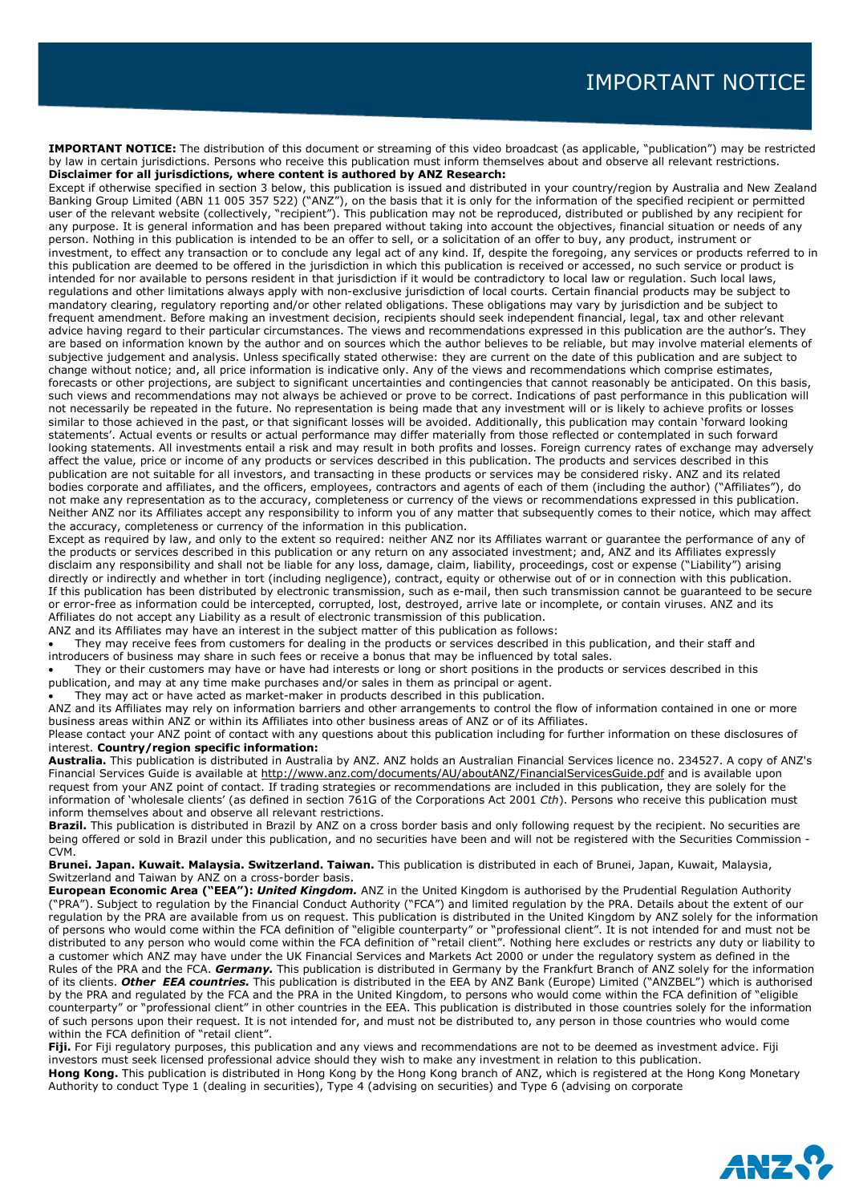# IMPORTANT NOTICE

**IMPORTANT NOTICE:** The distribution of this document or streaming of this video broadcast (as applicable, "publication") may be restricted by law in certain jurisdictions. Persons who receive this publication must inform themselves about and observe all relevant restrictions.

**Disclaimer for all jurisdictions, where content is authored by ANZ Research:**

Except if otherwise specified in section 3 below, this publication is issued and distributed in your country/region by Australia and New Zealand Banking Group Limited (ABN 11 005 357 522) ("ANZ"), on the basis that it is only for the information of the specified recipient or permitted user of the relevant website (collectively, "recipient"). This publication may not be reproduced, distributed or published by any recipient for any purpose. It is general information and has been prepared without taking into account the objectives, financial situation or needs of any person. Nothing in this publication is intended to be an offer to sell, or a solicitation of an offer to buy, any product, instrument or investment, to effect any transaction or to conclude any legal act of any kind. If, despite the foregoing, any services or products referred to in this publication are deemed to be offered in the jurisdiction in which this publication is received or accessed, no such service or product is intended for nor available to persons resident in that jurisdiction if it would be contradictory to local law or regulation. Such local laws, regulations and other limitations always apply with non-exclusive jurisdiction of local courts. Certain financial products may be subject to mandatory clearing, regulatory reporting and/or other related obligations. These obligations may vary by jurisdiction and be subject to frequent amendment. Before making an investment decision, recipients should seek independent financial, legal, tax and other relevant advice having regard to their particular circumstances. The views and recommendations expressed in this publication are the author's. They are based on information known by the author and on sources which the author believes to be reliable, but may involve material elements of subjective judgement and analysis. Unless specifically stated otherwise: they are current on the date of this publication and are subject to change without notice; and, all price information is indicative only. Any of the views and recommendations which comprise estimates, forecasts or other projections, are subject to significant uncertainties and contingencies that cannot reasonably be anticipated. On this basis, such views and recommendations may not always be achieved or prove to be correct. Indications of past performance in this publication will not necessarily be repeated in the future. No representation is being made that any investment will or is likely to achieve profits or losses similar to those achieved in the past, or that significant losses will be avoided. Additionally, this publication may contain 'forward looking statements'. Actual events or results or actual performance may differ materially from those reflected or contemplated in such forward looking statements. All investments entail a risk and may result in both profits and losses. Foreign currency rates of exchange may adversely affect the value, price or income of any products or services described in this publication. The products and services described in this publication are not suitable for all investors, and transacting in these products or services may be considered risky. ANZ and its related bodies corporate and affiliates, and the officers, employees, contractors and agents of each of them (including the author) ("Affiliates"), do not make any representation as to the accuracy, completeness or currency of the views or recommendations expressed in this publication. Neither ANZ nor its Affiliates accept any responsibility to inform you of any matter that subsequently comes to their notice, which may affect the accuracy, completeness or currency of the information in this publication.

Except as required by law, and only to the extent so required: neither ANZ nor its Affiliates warrant or guarantee the performance of any of the products or services described in this publication or any return on any associated investment; and, ANZ and its Affiliates expressly disclaim any responsibility and shall not be liable for any loss, damage, claim, liability, proceedings, cost or expense ("Liability") arising directly or indirectly and whether in tort (including negligence), contract, equity or otherwise out of or in connection with this publication.

If this publication has been distributed by electronic transmission, such as e-mail, then such transmission cannot be guaranteed to be secure or error-free as information could be intercepted, corrupted, lost, destroyed, arrive late or incomplete, or contain viruses. ANZ and its Affiliates do not accept any Liability as a result of electronic transmission of this publication.

ANZ and its Affiliates may have an interest in the subject matter of this publication as follows:

- They may receive fees from customers for dealing in the products or services described in this publication, and their staff and introducers of business may share in such fees or receive a bonus that may be influenced by total sales.
- They or their customers may have or have had interests or long or short positions in the products or services described in this publication, and may at any time make purchases and/or sales in them as principal or agent.
- They may act or have acted as market-maker in products described in this publication.

ANZ and its Affiliates may rely on information barriers and other arrangements to control the flow of information contained in one or more business areas within ANZ or within its Affiliates into other business areas of ANZ or of its Affiliates.

Please contact your ANZ point of contact with any questions about this publication including for further information on these disclosures of interest. **Country/region specific information:**

**Australia.** This publication is distributed in Australia by ANZ. ANZ holds an Australian Financial Services licence no. 234527. A copy of ANZ's Financial Services Guide is available at http://www.anz.com/documents/AU/aboutANZ/FinancialServicesGuide.pdf and is available upon request from your ANZ point of contact. If trading strategies or recommendations are included in this publication, they are solely for the information of 'wholesale clients' (as defined in section 761G of the Corporations Act 2001 *Cth*). Persons who receive this publication must inform themselves about and observe all relevant restrictions.

**Brazil.** This publication is distributed in Brazil by ANZ on a cross border basis and only following request by the recipient. No securities are being offered or sold in Brazil under this publication, and no securities have been and will not be registered with the Securities Commission - CVM.

**Brunei. Japan. Kuwait. Malaysia. Switzerland. Taiwan.** This publication is distributed in each of Brunei, Japan, Kuwait, Malaysia, Switzerland and Taiwan by ANZ on a cross-border basis.

**European Economic Area ("EEA"):** ***United Kingdom.*** ANZ in the United Kingdom is authorised by the Prudential Regulation Authority ("PRA"). Subject to regulation by the Financial Conduct Authority ("FCA") and limited regulation by the PRA. Details about the extent of our regulation by the PRA are available from us on request. This publication is distributed in the United Kingdom by ANZ solely for the information of persons who would come within the FCA definition of "eligible counterparty" or "professional client". It is not intended for and must not be distributed to any person who would come within the FCA definition of "retail client". Nothing here excludes or restricts any duty or liability to a customer which ANZ may have under the UK Financial Services and Markets Act 2000 or under the regulatory system as defined in the Rules of the PRA and the FCA. ***Germany.*** This publication is distributed in Germany by the Frankfurt Branch of ANZ solely for the information of its clients. ***Other EEA countries.*** This publication is distributed in the EEA by ANZ Bank (Europe) Limited ("ANZBEL") which is authorised by the PRA and regulated by the FCA and the PRA in the United Kingdom, to persons who would come within the FCA definition of "eligible counterparty" or "professional client" in other countries in the EEA. This publication is distributed in those countries solely for the information of such persons upon their request. It is not intended for, and must not be distributed to, any person in those countries who would come within the FCA definition of "retail client".

**Fiji.** For Fiji regulatory purposes, this publication and any views and recommendations are not to be deemed as investment advice. Fiji investors must seek licensed professional advice should they wish to make any investment in relation to this publication.

**Hong Kong.** This publication is distributed in Hong Kong by the Hong Kong branch of ANZ, which is registered at the Hong Kong Monetary Authority to conduct Type 1 (dealing in securities), Type 4 (advising on securities) and Type 6 (advising on corporate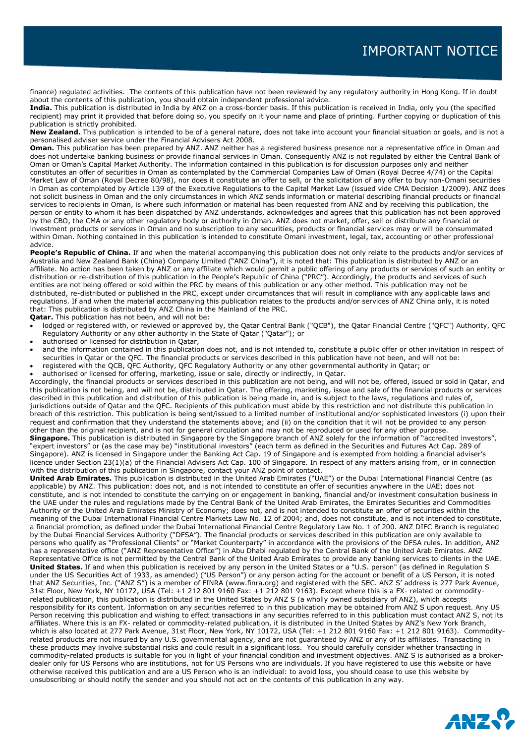# IMPORTANT NOTICE

finance) regulated activities. The contents of this publication have not been reviewed by any regulatory authority in Hong Kong. If in doubt about the contents of this publication, you should obtain independent professional advice.

**India.** This publication is distributed in India by ANZ on a cross-border basis. If this publication is received in India, only you (the specified recipient) may print it provided that before doing so, you specify on it your name and place of printing. Further copying or duplication of this publication is strictly prohibited.

**New Zealand.** This publication is intended to be of a general nature, does not take into account your financial situation or goals, and is not a personalised adviser service under the Financial Advisers Act 2008.

**Oman.** This publication has been prepared by ANZ. ANZ neither has a registered business presence nor a representative office in Oman and does not undertake banking business or provide financial services in Oman. Consequently ANZ is not regulated by either the Central Bank of Oman or Oman's Capital Market Authority. The information contained in this publication is for discussion purposes only and neither constitutes an offer of securities in Oman as contemplated by the Commercial Companies Law of Oman (Royal Decree 4/74) or the Capital Market Law of Oman (Royal Decree 80/98), nor does it constitute an offer to sell, or the solicitation of any offer to buy non-Omani securities in Oman as contemplated by Article 139 of the Executive Regulations to the Capital Market Law (issued vide CMA Decision 1/2009). ANZ does not solicit business in Oman and the only circumstances in which ANZ sends information or material describing financial products or financial services to recipients in Oman, is where such information or material has been requested from ANZ and by receiving this publication, the person or entity to whom it has been dispatched by ANZ understands, acknowledges and agrees that this publication has not been approved by the CBO, the CMA or any other regulatory body or authority in Oman. ANZ does not market, offer, sell or distribute any financial or investment products or services in Oman and no subscription to any securities, products or financial services may or will be consummated within Oman. Nothing contained in this publication is intended to constitute Omani investment, legal, tax, accounting or other professional advice.

**People's Republic of China.** If and when the material accompanying this publication does not only relate to the products and/or services of Australia and New Zealand Bank (China) Company Limited ("ANZ China"), it is noted that: This publication is distributed by ANZ or an affiliate. No action has been taken by ANZ or any affiliate which would permit a public offering of any products or services of such an entity or distribution or re-distribution of this publication in the People's Republic of China ("PRC"). Accordingly, the products and services of such entities are not being offered or sold within the PRC by means of this publication or any other method. This publication may not be distributed, re-distributed or published in the PRC, except under circumstances that will result in compliance with any applicable laws and regulations. If and when the material accompanying this publication relates to the products and/or services of ANZ China only, it is noted that: This publication is distributed by ANZ China in the Mainland of the PRC.

**Qatar.** This publication has not been, and will not be:

- lodged or registered with, or reviewed or approved by, the Qatar Central Bank ("QCB"), the Qatar Financial Centre ("QFC") Authority, QFC Regulatory Authority or any other authority in the State of Qatar ("Qatar"); or
- authorised or licensed for distribution in Qatar,
- and the information contained in this publication does not, and is not intended to, constitute a public offer or other invitation in respect of securities in Qatar or the QFC. The financial products or services described in this publication have not been, and will not be:
- registered with the QCB, QFC Authority, QFC Regulatory Authority or any other governmental authority in Qatar; or
- authorised or licensed for offering, marketing, issue or sale, directly or indirectly, in Qatar.

Accordingly, the financial products or services described in this publication are not being, and will not be, offered, issued or sold in Qatar, and this publication is not being, and will not be, distributed in Qatar. The offering, marketing, issue and sale of the financial products or services described in this publication and distribution of this publication is being made in, and is subject to the laws, regulations and rules of, jurisdictions outside of Qatar and the QFC. Recipients of this publication must abide by this restriction and not distribute this publication in breach of this restriction. This publication is being sent/issued to a limited number of institutional and/or sophisticated investors (i) upon their request and confirmation that they understand the statements above; and (ii) on the condition that it will not be provided to any person other than the original recipient, and is not for general circulation and may not be reproduced or used for any other purpose.

**Singapore.** This publication is distributed in Singapore by the Singapore branch of ANZ solely for the information of "accredited investors", "expert investors" or (as the case may be) "institutional investors" (each term as defined in the Securities and Futures Act Cap. 289 of Singapore). ANZ is licensed in Singapore under the Banking Act Cap. 19 of Singapore and is exempted from holding a financial adviser's licence under Section 23(1)(a) of the Financial Advisers Act Cap. 100 of Singapore. In respect of any matters arising from, or in connection with the distribution of this publication in Singapore, contact your ANZ point of contact.

**United Arab Emirates.** This publication is distributed in the United Arab Emirates ("UAE") or the Dubai International Financial Centre (as applicable) by ANZ. This publication: does not, and is not intended to constitute an offer of securities anywhere in the UAE; does not constitute, and is not intended to constitute the carrying on or engagement in banking, financial and/or investment consultation business in the UAE under the rules and regulations made by the Central Bank of the United Arab Emirates, the Emirates Securities and Commodities Authority or the United Arab Emirates Ministry of Economy; does not, and is not intended to constitute an offer of securities within the meaning of the Dubai International Financial Centre Markets Law No. 12 of 2004; and, does not constitute, and is not intended to constitute, a financial promotion, as defined under the Dubai International Financial Centre Regulatory Law No. 1 of 200. ANZ DIFC Branch is regulated by the Dubai Financial Services Authority ("DFSA"). The financial products or services described in this publication are only available to persons who qualify as "Professional Clients" or "Market Counterparty" in accordance with the provisions of the DFSA rules. In addition, ANZ has a representative office ("ANZ Representative Office") in Abu Dhabi regulated by the Central Bank of the United Arab Emirates. ANZ Representative Office is not permitted by the Central Bank of the United Arab Emirates to provide any banking services to clients in the UAE.

**United States.** If and when this publication is received by any person in the United States or a "U.S. person" (as defined in Regulation S under the US Securities Act of 1933, as amended) ("US Person") or any person acting for the account or benefit of a US Person, it is noted that ANZ Securities, Inc. ("ANZ S") is a member of FINRA (www.finra.org) and registered with the SEC. ANZ S' address is 277 Park Avenue, 31st Floor, New York, NY 10172, USA (Tel: +1 212 801 9160 Fax: +1 212 801 9163). Except where this is a FX- related or commodity-related publication, this publication is distributed in the United States by ANZ S (a wholly owned subsidiary of ANZ), which accepts responsibility for its content. Information on any securities referred to in this publication may be obtained from ANZ S upon request. Any US Person receiving this publication and wishing to effect transactions in any securities referred to in this publication must contact ANZ S, not its affiliates. Where this is an FX- related or commodity-related publication, it is distributed in the United States by ANZ's New York Branch, which is also located at 277 Park Avenue, 31st Floor, New York, NY 10172, USA (Tel: +1 212 801 9160 Fax: +1 212 801 9163). Commodity-related products are not insured by any U.S. governmental agency, and are not guaranteed by ANZ or any of its affiliates. Transacting in these products may involve substantial risks and could result in a significant loss. You should carefully consider whether transacting in commodity-related products is suitable for you in light of your financial condition and investment objectives. ANZ S is authorised as a broker-dealer only for US Persons who are institutions, not for US Persons who are individuals. If you have registered to use this website or have otherwise received this publication and are a US Person who is an individual: to avoid loss, you should cease to use this website by unsubscribing or should notify the sender and you should not act on the contents of this publication in any way.